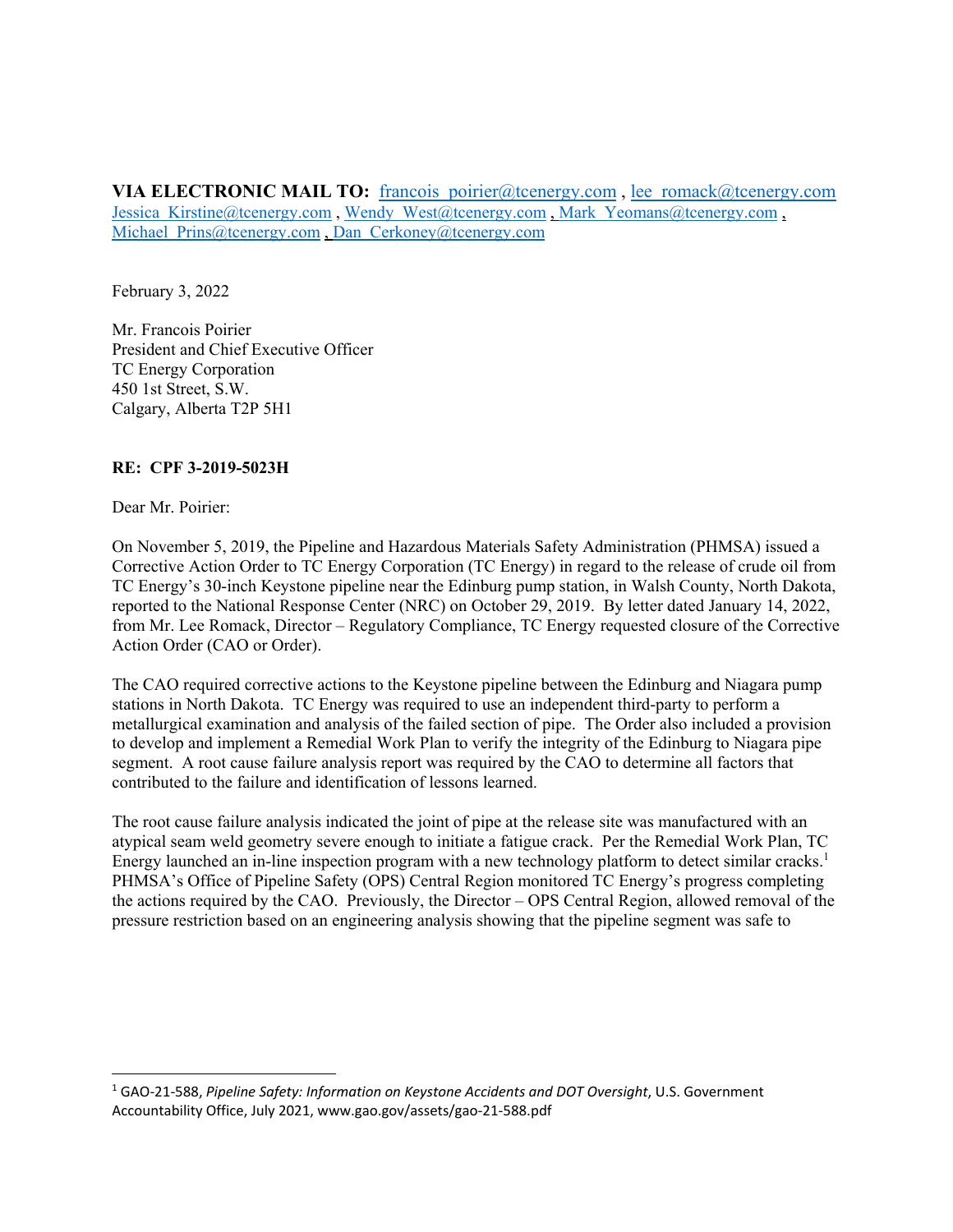**VIA ELECTRONIC MAIL TO:** francois_poirier@tcenergy.com , lee_romack@tcenergy.com
Jessica_Kirstine@tcenergy.com , Wendy_West@tcenergy.com , Mark_Yeomans@tcenergy.com ,
Michael_Prins@tcenergy.com , Dan_Cerkoney@tcenergy.com

February 3, 2022

Mr. Francois Poirier
President and Chief Executive Officer
TC Energy Corporation
450 1st Street, S.W.
Calgary, Alberta T2P 5H1

**RE: CPF 3-2019-5023H**

Dear Mr. Poirier:

On November 5, 2019, the Pipeline and Hazardous Materials Safety Administration (PHMSA) issued a Corrective Action Order to TC Energy Corporation (TC Energy) in regard to the release of crude oil from TC Energy's 30-inch Keystone pipeline near the Edinburg pump station, in Walsh County, North Dakota, reported to the National Response Center (NRC) on October 29, 2019. By letter dated January 14, 2022, from Mr. Lee Romack, Director – Regulatory Compliance, TC Energy requested closure of the Corrective Action Order (CAO or Order).

The CAO required corrective actions to the Keystone pipeline between the Edinburg and Niagara pump stations in North Dakota. TC Energy was required to use an independent third-party to perform a metallurgical examination and analysis of the failed section of pipe. The Order also included a provision to develop and implement a Remedial Work Plan to verify the integrity of the Edinburg to Niagara pipe segment. A root cause failure analysis report was required by the CAO to determine all factors that contributed to the failure and identification of lessons learned.

The root cause failure analysis indicated the joint of pipe at the release site was manufactured with an atypical seam weld geometry severe enough to initiate a fatigue crack. Per the Remedial Work Plan, TC Energy launched an in-line inspection program with a new technology platform to detect similar cracks.[1] PHMSA's Office of Pipeline Safety (OPS) Central Region monitored TC Energy's progress completing the actions required by the CAO. Previously, the Director – OPS Central Region, allowed removal of the pressure restriction based on an engineering analysis showing that the pipeline segment was safe to

---

[1] GAO-21-588, *Pipeline Safety: Information on Keystone Accidents and DOT Oversight*, U.S. Government Accountability Office, July 2021, www.gao.gov/assets/gao-21-588.pdf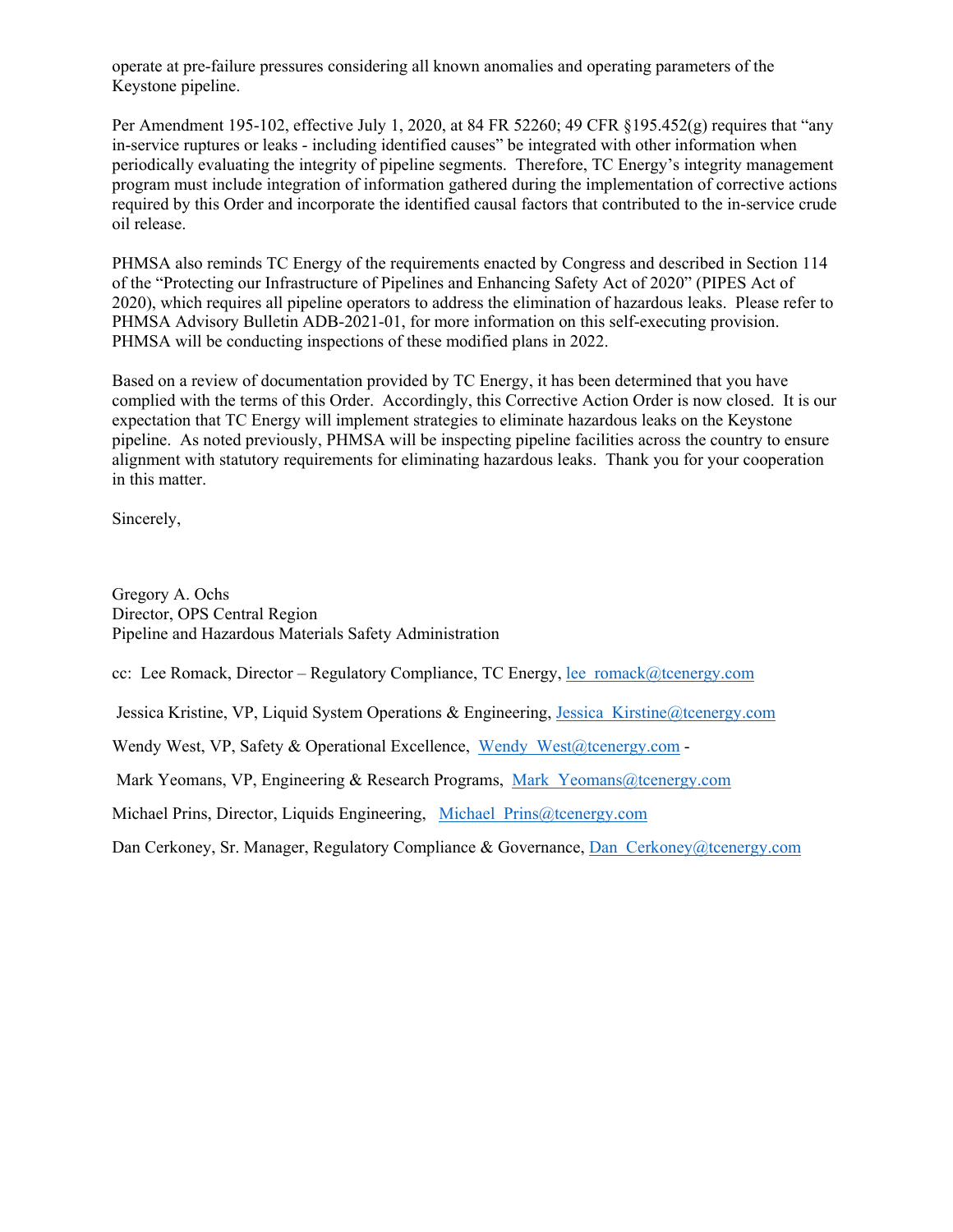operate at pre-failure pressures considering all known anomalies and operating parameters of the Keystone pipeline.

Per Amendment 195-102, effective July 1, 2020, at 84 FR 52260; 49 CFR §195.452(g) requires that "any in-service ruptures or leaks - including identified causes" be integrated with other information when periodically evaluating the integrity of pipeline segments. Therefore, TC Energy's integrity management program must include integration of information gathered during the implementation of corrective actions required by this Order and incorporate the identified causal factors that contributed to the in-service crude oil release.

PHMSA also reminds TC Energy of the requirements enacted by Congress and described in Section 114 of the "Protecting our Infrastructure of Pipelines and Enhancing Safety Act of 2020" (PIPES Act of 2020), which requires all pipeline operators to address the elimination of hazardous leaks. Please refer to PHMSA Advisory Bulletin ADB-2021-01, for more information on this self-executing provision. PHMSA will be conducting inspections of these modified plans in 2022.

Based on a review of documentation provided by TC Energy, it has been determined that you have complied with the terms of this Order. Accordingly, this Corrective Action Order is now closed. It is our expectation that TC Energy will implement strategies to eliminate hazardous leaks on the Keystone pipeline. As noted previously, PHMSA will be inspecting pipeline facilities across the country to ensure alignment with statutory requirements for eliminating hazardous leaks. Thank you for your cooperation in this matter.

Sincerely,

Gregory A. Ochs
Director, OPS Central Region
Pipeline and Hazardous Materials Safety Administration

cc: Lee Romack, Director – Regulatory Compliance, TC Energy, lee_romack@tcenergy.com

Jessica Kristine, VP, Liquid System Operations & Engineering, Jessica_Kirstine@tcenergy.com

Wendy West, VP, Safety & Operational Excellence, Wendy_West@tcenergy.com -

Mark Yeomans, VP, Engineering & Research Programs, Mark_Yeomans@tcenergy.com

Michael Prins, Director, Liquids Engineering, Michael_Prins@tcenergy.com

Dan Cerkoney, Sr. Manager, Regulatory Compliance & Governance, Dan_Cerkoney@tcenergy.com